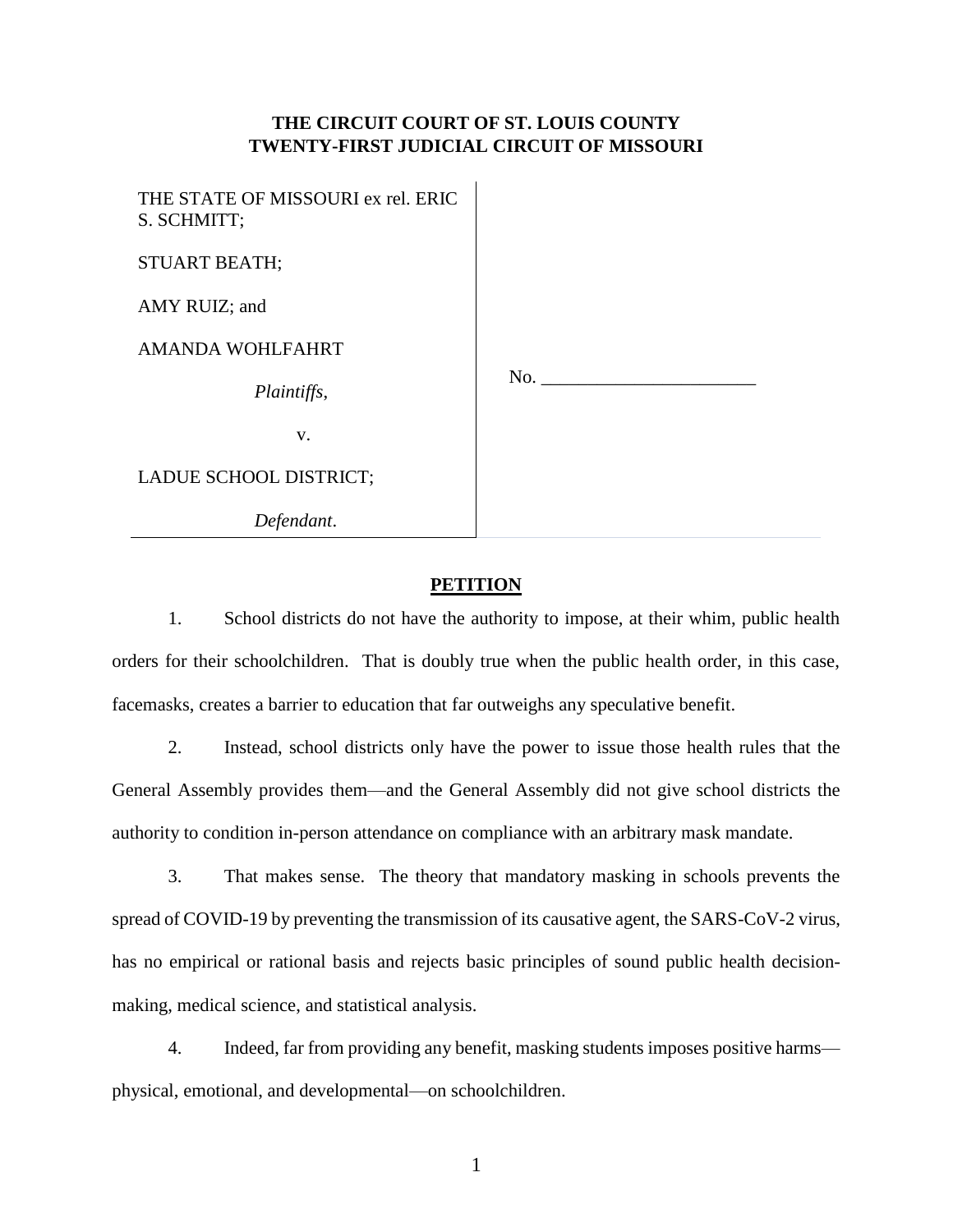**THE CIRCUIT COURT OF ST. LOUIS COUNTY**
**TWENTY-FIRST JUDICIAL CIRCUIT OF MISSOURI**

| | |
|---|---|
| THE STATE OF MISSOURI ex rel. ERIC S. SCHMITT;<br><br>STUART BEATH;<br><br>AMY RUIZ; and<br><br>AMANDA WOHLFAHRT<br><br>*Plaintiffs*,<br><br>v.<br><br>LADUE SCHOOL DISTRICT;<br><br>*Defendant*. | No. ______________________ |

## **PETITION**

1. School districts do not have the authority to impose, at their whim, public health orders for their schoolchildren. That is doubly true when the public health order, in this case, facemasks, creates a barrier to education that far outweighs any speculative benefit.

2. Instead, school districts only have the power to issue those health rules that the General Assembly provides them—and the General Assembly did not give school districts the authority to condition in-person attendance on compliance with an arbitrary mask mandate.

3. That makes sense. The theory that mandatory masking in schools prevents the spread of COVID-19 by preventing the transmission of its causative agent, the SARS-CoV-2 virus, has no empirical or rational basis and rejects basic principles of sound public health decision-making, medical science, and statistical analysis.

4. Indeed, far from providing any benefit, masking students imposes positive harms—physical, emotional, and developmental—on schoolchildren.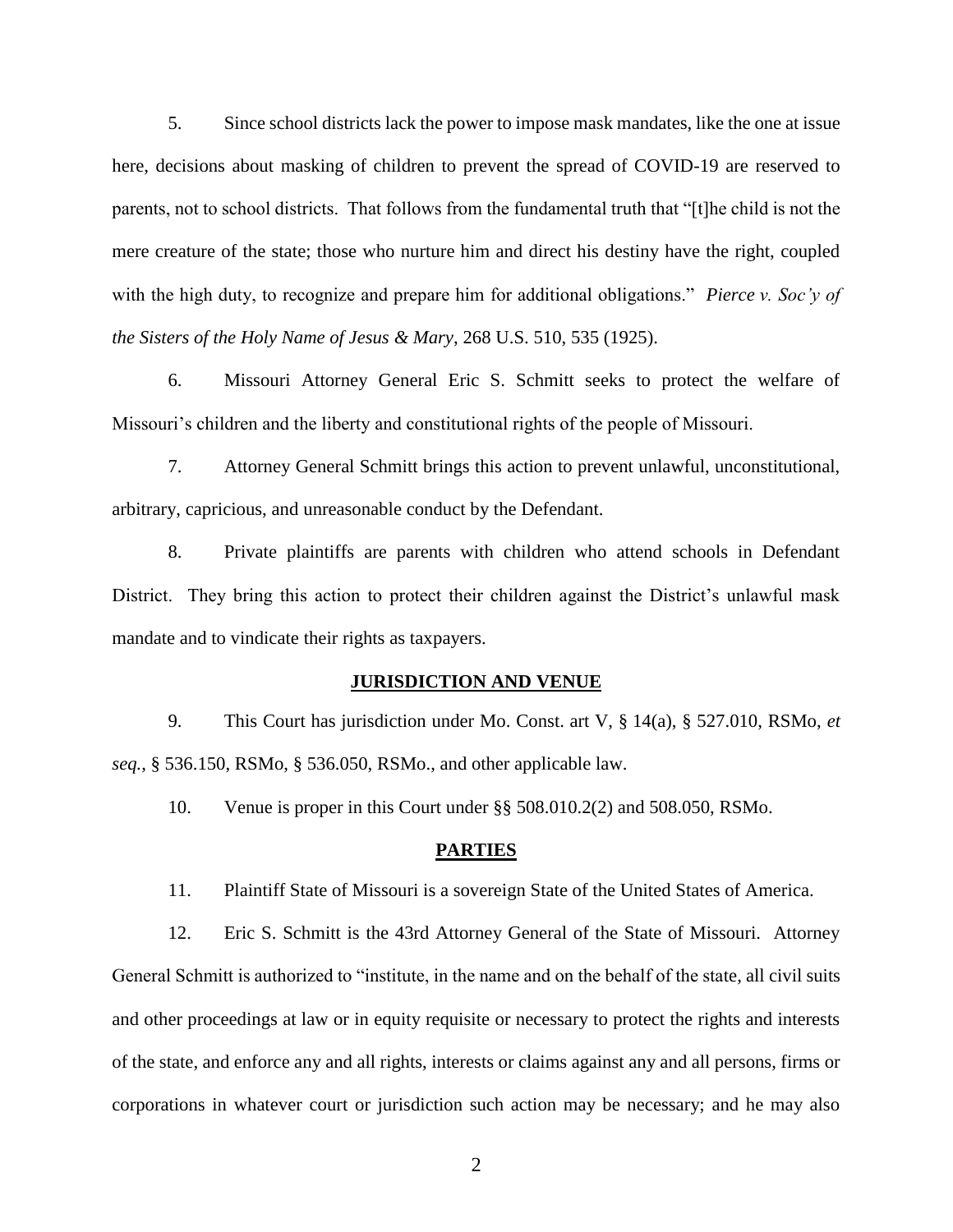5. Since school districts lack the power to impose mask mandates, like the one at issue here, decisions about masking of children to prevent the spread of COVID-19 are reserved to parents, not to school districts. That follows from the fundamental truth that "[t]he child is not the mere creature of the state; those who nurture him and direct his destiny have the right, coupled with the high duty, to recognize and prepare him for additional obligations." *Pierce v. Soc'y of the Sisters of the Holy Name of Jesus & Mary*, 268 U.S. 510, 535 (1925).

6. Missouri Attorney General Eric S. Schmitt seeks to protect the welfare of Missouri's children and the liberty and constitutional rights of the people of Missouri.

7. Attorney General Schmitt brings this action to prevent unlawful, unconstitutional, arbitrary, capricious, and unreasonable conduct by the Defendant.

8. Private plaintiffs are parents with children who attend schools in Defendant District. They bring this action to protect their children against the District's unlawful mask mandate and to vindicate their rights as taxpayers.

## JURISDICTION AND VENUE

9. This Court has jurisdiction under Mo. Const. art V, § 14(a), § 527.010, RSMo, *et seq.*, § 536.150, RSMo, § 536.050, RSMo., and other applicable law.

10. Venue is proper in this Court under §§ 508.010.2(2) and 508.050, RSMo.

## PARTIES

11. Plaintiff State of Missouri is a sovereign State of the United States of America.

12. Eric S. Schmitt is the 43rd Attorney General of the State of Missouri. Attorney General Schmitt is authorized to "institute, in the name and on the behalf of the state, all civil suits and other proceedings at law or in equity requisite or necessary to protect the rights and interests of the state, and enforce any and all rights, interests or claims against any and all persons, firms or corporations in whatever court or jurisdiction such action may be necessary; and he may also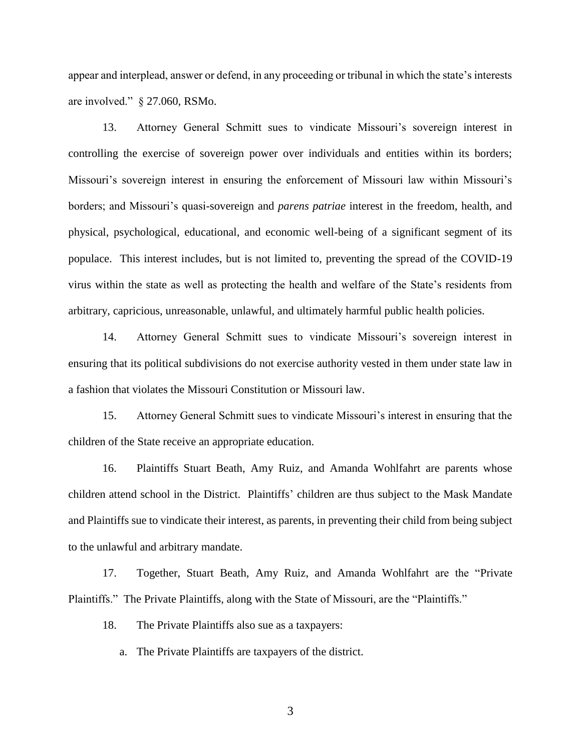appear and interplead, answer or defend, in any proceeding or tribunal in which the state's interests are involved." § 27.060, RSMo.

13. Attorney General Schmitt sues to vindicate Missouri's sovereign interest in controlling the exercise of sovereign power over individuals and entities within its borders; Missouri's sovereign interest in ensuring the enforcement of Missouri law within Missouri's borders; and Missouri's quasi-sovereign and *parens patriae* interest in the freedom, health, and physical, psychological, educational, and economic well-being of a significant segment of its populace. This interest includes, but is not limited to, preventing the spread of the COVID-19 virus within the state as well as protecting the health and welfare of the State's residents from arbitrary, capricious, unreasonable, unlawful, and ultimately harmful public health policies.

14. Attorney General Schmitt sues to vindicate Missouri's sovereign interest in ensuring that its political subdivisions do not exercise authority vested in them under state law in a fashion that violates the Missouri Constitution or Missouri law.

15. Attorney General Schmitt sues to vindicate Missouri's interest in ensuring that the children of the State receive an appropriate education.

16. Plaintiffs Stuart Beath, Amy Ruiz, and Amanda Wohlfahrt are parents whose children attend school in the District. Plaintiffs' children are thus subject to the Mask Mandate and Plaintiffs sue to vindicate their interest, as parents, in preventing their child from being subject to the unlawful and arbitrary mandate.

17. Together, Stuart Beath, Amy Ruiz, and Amanda Wohlfahrt are the "Private Plaintiffs." The Private Plaintiffs, along with the State of Missouri, are the "Plaintiffs."

18. The Private Plaintiffs also sue as a taxpayers:

a. The Private Plaintiffs are taxpayers of the district.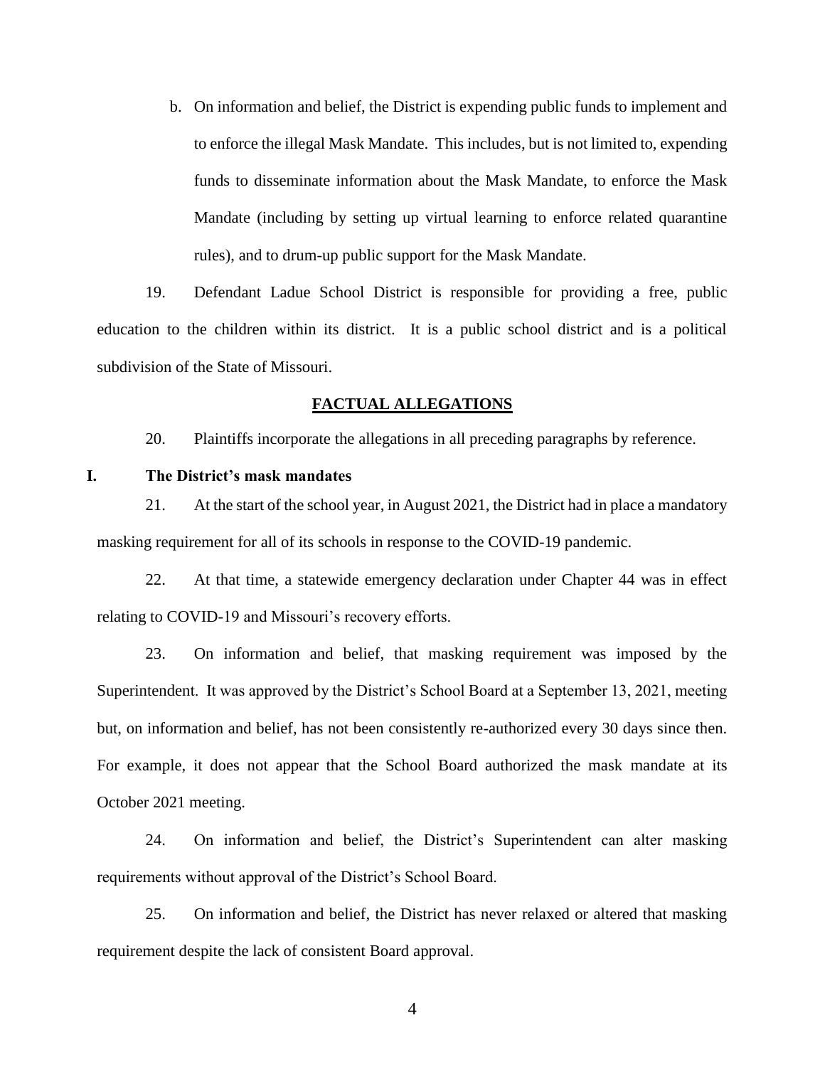b. On information and belief, the District is expending public funds to implement and to enforce the illegal Mask Mandate. This includes, but is not limited to, expending funds to disseminate information about the Mask Mandate, to enforce the Mask Mandate (including by setting up virtual learning to enforce related quarantine rules), and to drum-up public support for the Mask Mandate.

19. Defendant Ladue School District is responsible for providing a free, public education to the children within its district. It is a public school district and is a political subdivision of the State of Missouri.

## FACTUAL ALLEGATIONS

20. Plaintiffs incorporate the allegations in all preceding paragraphs by reference.

### I. The District's mask mandates

21. At the start of the school year, in August 2021, the District had in place a mandatory masking requirement for all of its schools in response to the COVID-19 pandemic.

22. At that time, a statewide emergency declaration under Chapter 44 was in effect relating to COVID-19 and Missouri's recovery efforts.

23. On information and belief, that masking requirement was imposed by the Superintendent. It was approved by the District's School Board at a September 13, 2021, meeting but, on information and belief, has not been consistently re-authorized every 30 days since then. For example, it does not appear that the School Board authorized the mask mandate at its October 2021 meeting.

24. On information and belief, the District's Superintendent can alter masking requirements without approval of the District's School Board.

25. On information and belief, the District has never relaxed or altered that masking requirement despite the lack of consistent Board approval.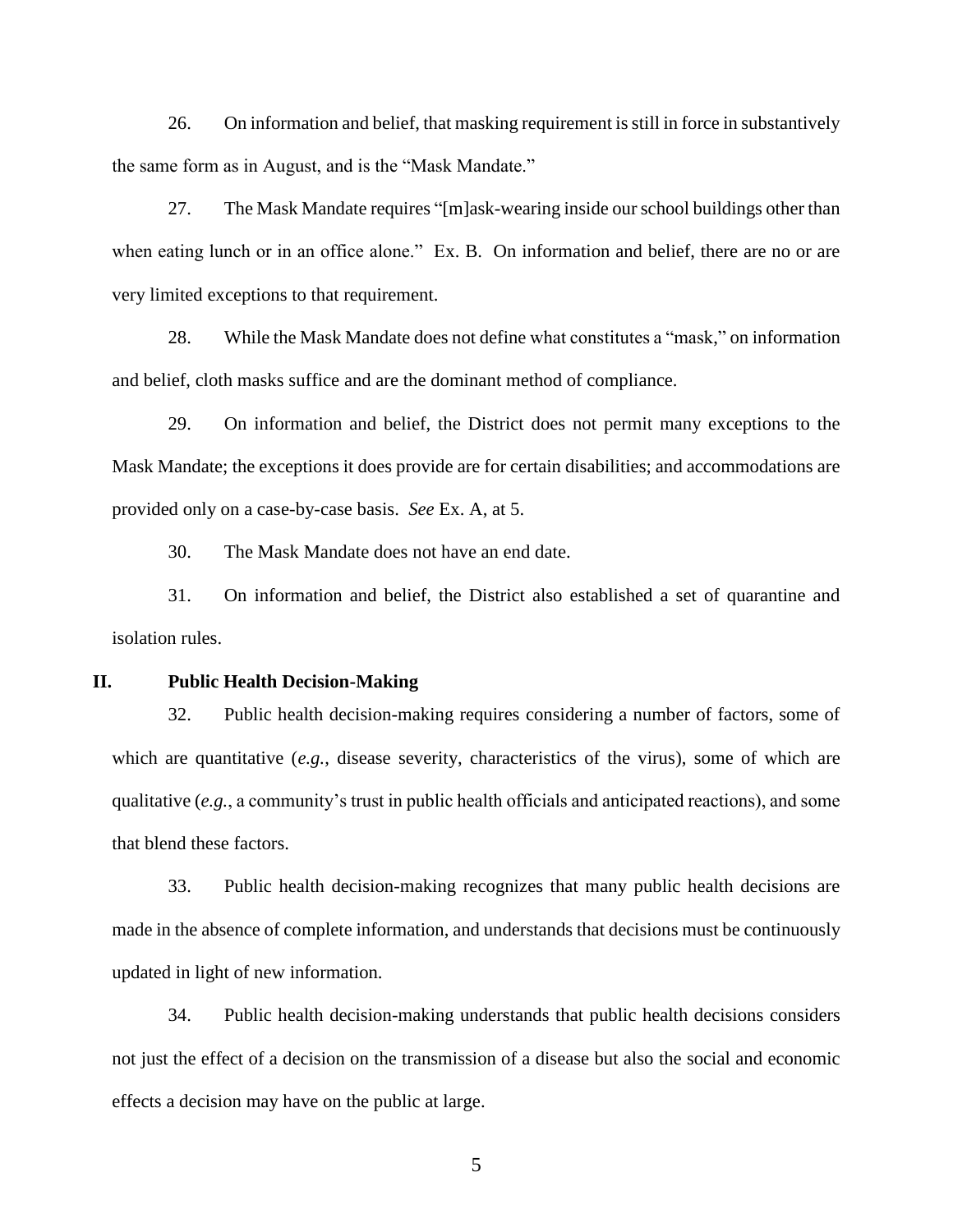26. On information and belief, that masking requirement is still in force in substantively the same form as in August, and is the "Mask Mandate."

27. The Mask Mandate requires "[m]ask-wearing inside our school buildings other than when eating lunch or in an office alone." Ex. B. On information and belief, there are no or are very limited exceptions to that requirement.

28. While the Mask Mandate does not define what constitutes a "mask," on information and belief, cloth masks suffice and are the dominant method of compliance.

29. On information and belief, the District does not permit many exceptions to the Mask Mandate; the exceptions it does provide are for certain disabilities; and accommodations are provided only on a case-by-case basis. *See* Ex. A, at 5.

30. The Mask Mandate does not have an end date.

31. On information and belief, the District also established a set of quarantine and isolation rules.

## II. Public Health Decision-Making

32. Public health decision-making requires considering a number of factors, some of which are quantitative (*e.g.*, disease severity, characteristics of the virus), some of which are qualitative (*e.g.*, a community's trust in public health officials and anticipated reactions), and some that blend these factors.

33. Public health decision-making recognizes that many public health decisions are made in the absence of complete information, and understands that decisions must be continuously updated in light of new information.

34. Public health decision-making understands that public health decisions considers not just the effect of a decision on the transmission of a disease but also the social and economic effects a decision may have on the public at large.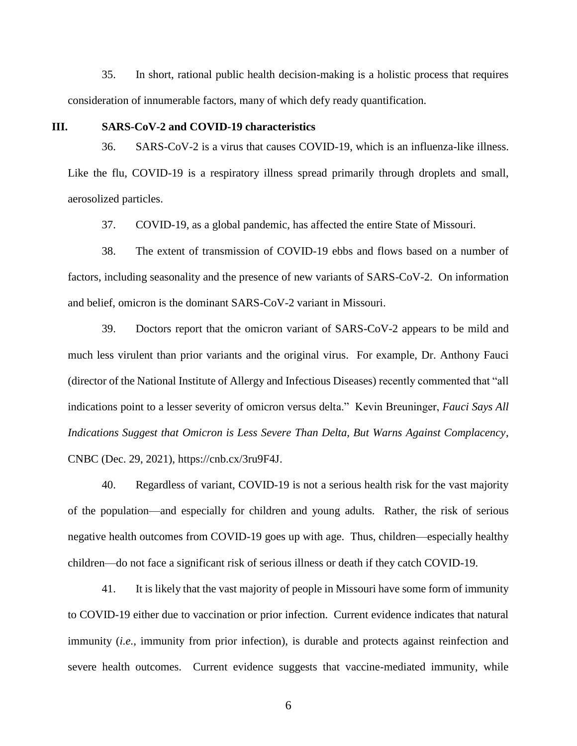35. In short, rational public health decision-making is a holistic process that requires consideration of innumerable factors, many of which defy ready quantification.

## III. SARS-CoV-2 and COVID-19 characteristics

36. SARS-CoV-2 is a virus that causes COVID-19, which is an influenza-like illness. Like the flu, COVID-19 is a respiratory illness spread primarily through droplets and small, aerosolized particles.

37. COVID-19, as a global pandemic, has affected the entire State of Missouri.

38. The extent of transmission of COVID-19 ebbs and flows based on a number of factors, including seasonality and the presence of new variants of SARS-CoV-2. On information and belief, omicron is the dominant SARS-CoV-2 variant in Missouri.

39. Doctors report that the omicron variant of SARS-CoV-2 appears to be mild and much less virulent than prior variants and the original virus. For example, Dr. Anthony Fauci (director of the National Institute of Allergy and Infectious Diseases) recently commented that "all indications point to a lesser severity of omicron versus delta." Kevin Breuninger, *Fauci Says All Indications Suggest that Omicron is Less Severe Than Delta, But Warns Against Complacency*, CNBC (Dec. 29, 2021), https://cnb.cx/3ru9F4J.

40. Regardless of variant, COVID-19 is not a serious health risk for the vast majority of the population—and especially for children and young adults. Rather, the risk of serious negative health outcomes from COVID-19 goes up with age. Thus, children—especially healthy children—do not face a significant risk of serious illness or death if they catch COVID-19.

41. It is likely that the vast majority of people in Missouri have some form of immunity to COVID-19 either due to vaccination or prior infection. Current evidence indicates that natural immunity (*i.e.*, immunity from prior infection), is durable and protects against reinfection and severe health outcomes. Current evidence suggests that vaccine-mediated immunity, while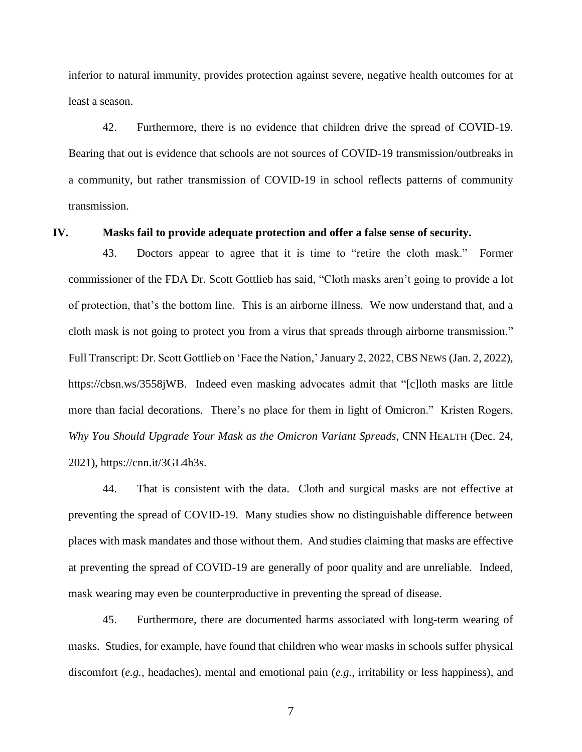inferior to natural immunity, provides protection against severe, negative health outcomes for at least a season.

42. Furthermore, there is no evidence that children drive the spread of COVID-19. Bearing that out is evidence that schools are not sources of COVID-19 transmission/outbreaks in a community, but rather transmission of COVID-19 in school reflects patterns of community transmission.

## IV. Masks fail to provide adequate protection and offer a false sense of security.

43. Doctors appear to agree that it is time to "retire the cloth mask." Former commissioner of the FDA Dr. Scott Gottlieb has said, "Cloth masks aren't going to provide a lot of protection, that's the bottom line. This is an airborne illness. We now understand that, and a cloth mask is not going to protect you from a virus that spreads through airborne transmission." Full Transcript: Dr. Scott Gottlieb on 'Face the Nation,' January 2, 2022, CBS NEWS (Jan. 2, 2022), https://cbsn.ws/3558jWB. Indeed even masking advocates admit that "[c]loth masks are little more than facial decorations. There's no place for them in light of Omicron." Kristen Rogers, *Why You Should Upgrade Your Mask as the Omicron Variant Spreads*, CNN HEALTH (Dec. 24, 2021), https://cnn.it/3GL4h3s.

44. That is consistent with the data. Cloth and surgical masks are not effective at preventing the spread of COVID-19. Many studies show no distinguishable difference between places with mask mandates and those without them. And studies claiming that masks are effective at preventing the spread of COVID-19 are generally of poor quality and are unreliable. Indeed, mask wearing may even be counterproductive in preventing the spread of disease.

45. Furthermore, there are documented harms associated with long-term wearing of masks. Studies, for example, have found that children who wear masks in schools suffer physical discomfort (*e.g.*, headaches), mental and emotional pain (*e.g.*, irritability or less happiness), and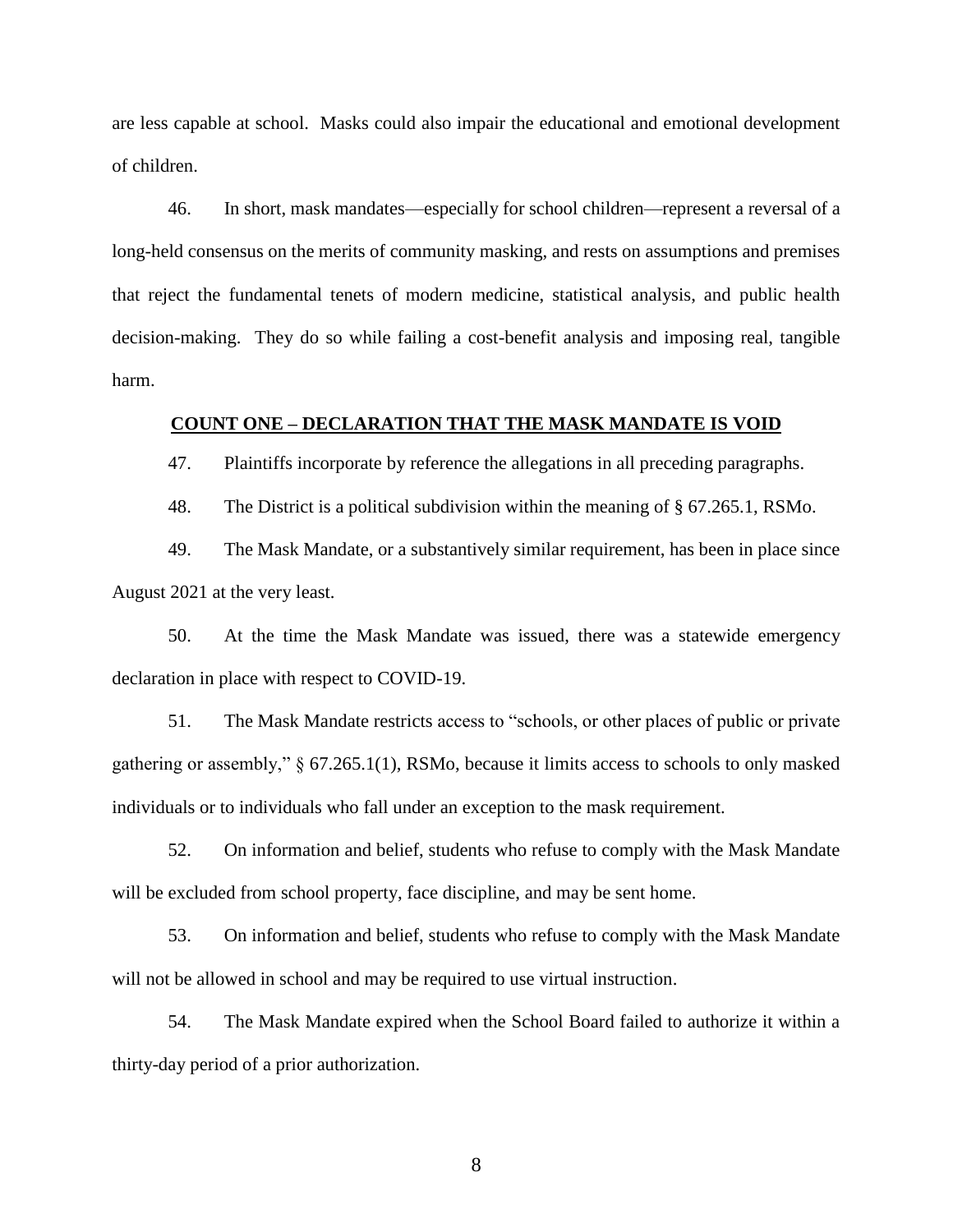are less capable at school. Masks could also impair the educational and emotional development of children.

46. In short, mask mandates—especially for school children—represent a reversal of a long-held consensus on the merits of community masking, and rests on assumptions and premises that reject the fundamental tenets of modern medicine, statistical analysis, and public health decision-making. They do so while failing a cost-benefit analysis and imposing real, tangible harm.

**COUNT ONE – DECLARATION THAT THE MASK MANDATE IS VOID**

47. Plaintiffs incorporate by reference the allegations in all preceding paragraphs.

48. The District is a political subdivision within the meaning of § 67.265.1, RSMo.

49. The Mask Mandate, or a substantively similar requirement, has been in place since August 2021 at the very least.

50. At the time the Mask Mandate was issued, there was a statewide emergency declaration in place with respect to COVID-19.

51. The Mask Mandate restricts access to "schools, or other places of public or private gathering or assembly," § 67.265.1(1), RSMo, because it limits access to schools to only masked individuals or to individuals who fall under an exception to the mask requirement.

52. On information and belief, students who refuse to comply with the Mask Mandate will be excluded from school property, face discipline, and may be sent home.

53. On information and belief, students who refuse to comply with the Mask Mandate will not be allowed in school and may be required to use virtual instruction.

54. The Mask Mandate expired when the School Board failed to authorize it within a thirty-day period of a prior authorization.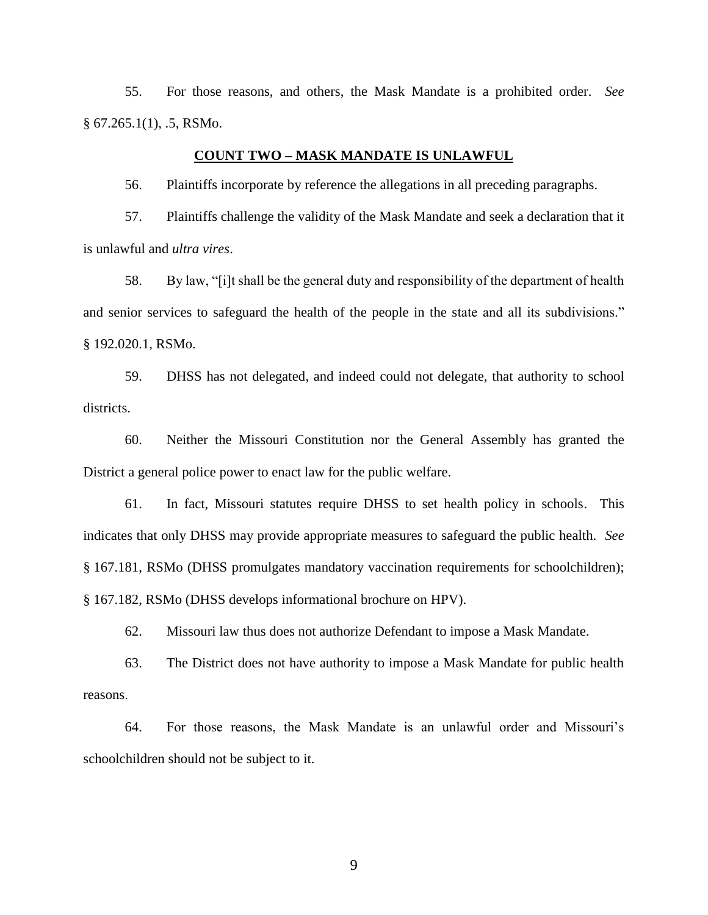55. For those reasons, and others, the Mask Mandate is a prohibited order. *See* § 67.265.1(1), .5, RSMo.

**COUNT TWO – MASK MANDATE IS UNLAWFUL**

56. Plaintiffs incorporate by reference the allegations in all preceding paragraphs.

57. Plaintiffs challenge the validity of the Mask Mandate and seek a declaration that it is unlawful and *ultra vires*.

58. By law, "[i]t shall be the general duty and responsibility of the department of health and senior services to safeguard the health of the people in the state and all its subdivisions." § 192.020.1, RSMo.

59. DHSS has not delegated, and indeed could not delegate, that authority to school districts.

60. Neither the Missouri Constitution nor the General Assembly has granted the District a general police power to enact law for the public welfare.

61. In fact, Missouri statutes require DHSS to set health policy in schools. This indicates that only DHSS may provide appropriate measures to safeguard the public health. *See* § 167.181, RSMo (DHSS promulgates mandatory vaccination requirements for schoolchildren); § 167.182, RSMo (DHSS develops informational brochure on HPV).

62. Missouri law thus does not authorize Defendant to impose a Mask Mandate.

63. The District does not have authority to impose a Mask Mandate for public health reasons.

64. For those reasons, the Mask Mandate is an unlawful order and Missouri's schoolchildren should not be subject to it.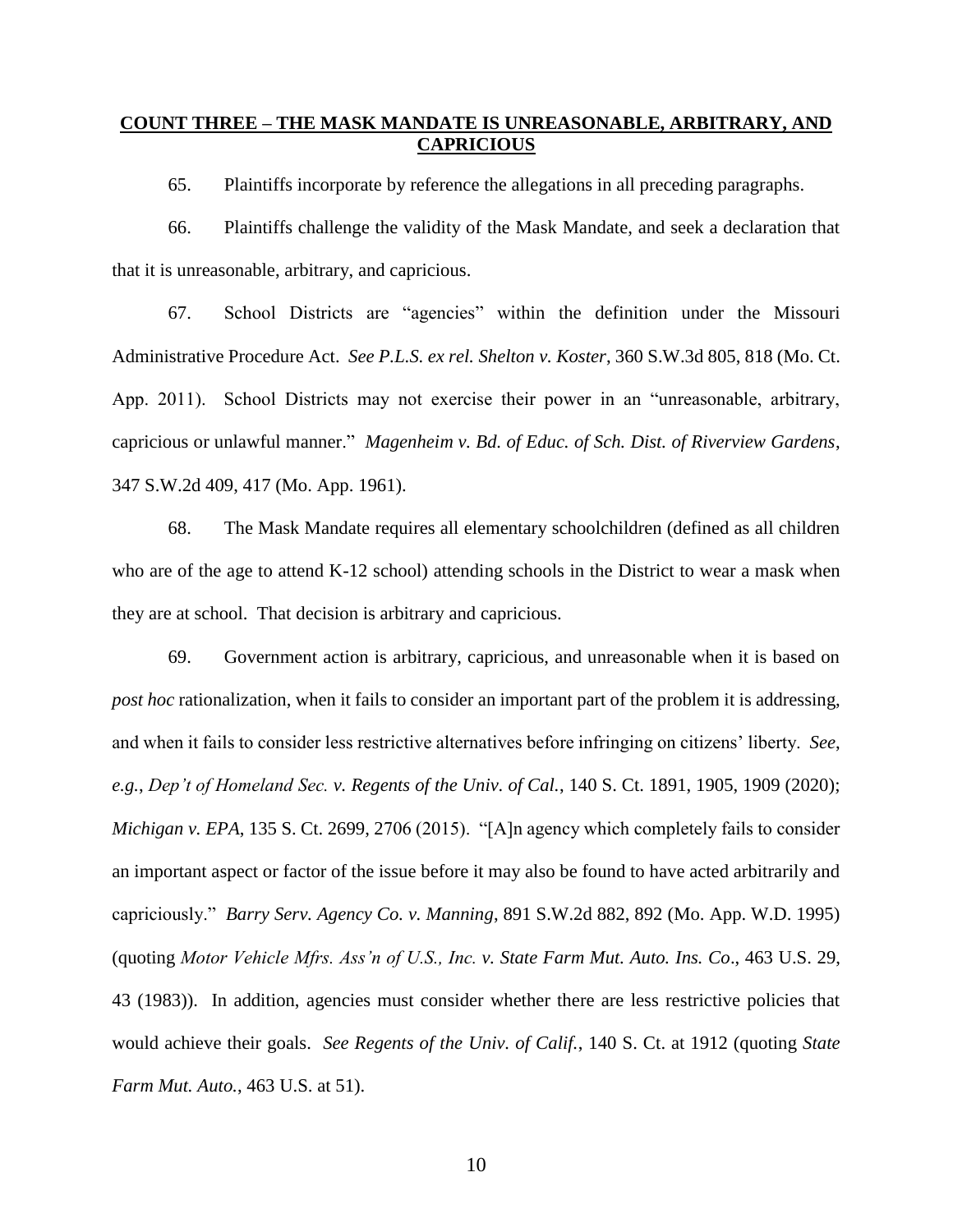**COUNT THREE – THE MASK MANDATE IS UNREASONABLE, ARBITRARY, AND CAPRICIOUS**

65. Plaintiffs incorporate by reference the allegations in all preceding paragraphs.

66. Plaintiffs challenge the validity of the Mask Mandate, and seek a declaration that that it is unreasonable, arbitrary, and capricious.

67. School Districts are "agencies" within the definition under the Missouri Administrative Procedure Act. *See P.L.S. ex rel. Shelton v. Koster*, 360 S.W.3d 805, 818 (Mo. Ct. App. 2011). School Districts may not exercise their power in an "unreasonable, arbitrary, capricious or unlawful manner." *Magenheim v. Bd. of Educ. of Sch. Dist. of Riverview Gardens*, 347 S.W.2d 409, 417 (Mo. App. 1961).

68. The Mask Mandate requires all elementary schoolchildren (defined as all children who are of the age to attend K-12 school) attending schools in the District to wear a mask when they are at school. That decision is arbitrary and capricious.

69. Government action is arbitrary, capricious, and unreasonable when it is based on *post hoc* rationalization, when it fails to consider an important part of the problem it is addressing, and when it fails to consider less restrictive alternatives before infringing on citizens' liberty. *See, e.g.*, *Dep't of Homeland Sec. v. Regents of the Univ. of Cal.*, 140 S. Ct. 1891, 1905, 1909 (2020); *Michigan v. EPA*, 135 S. Ct. 2699, 2706 (2015). "[A]n agency which completely fails to consider an important aspect or factor of the issue before it may also be found to have acted arbitrarily and capriciously." *Barry Serv. Agency Co. v. Manning*, 891 S.W.2d 882, 892 (Mo. App. W.D. 1995) (quoting *Motor Vehicle Mfrs. Ass'n of U.S., Inc. v. State Farm Mut. Auto. Ins. Co*., 463 U.S. 29, 43 (1983)). In addition, agencies must consider whether there are less restrictive policies that would achieve their goals. *See Regents of the Univ. of Calif.*, 140 S. Ct. at 1912 (quoting *State Farm Mut. Auto.*, 463 U.S. at 51).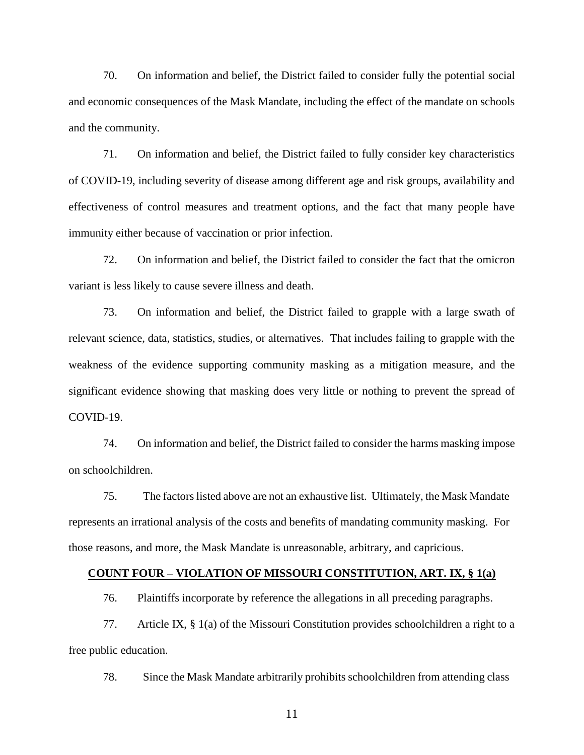70. On information and belief, the District failed to consider fully the potential social and economic consequences of the Mask Mandate, including the effect of the mandate on schools and the community.

71. On information and belief, the District failed to fully consider key characteristics of COVID-19, including severity of disease among different age and risk groups, availability and effectiveness of control measures and treatment options, and the fact that many people have immunity either because of vaccination or prior infection.

72. On information and belief, the District failed to consider the fact that the omicron variant is less likely to cause severe illness and death.

73. On information and belief, the District failed to grapple with a large swath of relevant science, data, statistics, studies, or alternatives. That includes failing to grapple with the weakness of the evidence supporting community masking as a mitigation measure, and the significant evidence showing that masking does very little or nothing to prevent the spread of COVID-19.

74. On information and belief, the District failed to consider the harms masking impose on schoolchildren.

75. The factors listed above are not an exhaustive list. Ultimately, the Mask Mandate represents an irrational analysis of the costs and benefits of mandating community masking. For those reasons, and more, the Mask Mandate is unreasonable, arbitrary, and capricious.

## COUNT FOUR – VIOLATION OF MISSOURI CONSTITUTION, ART. IX, § 1(a)

76. Plaintiffs incorporate by reference the allegations in all preceding paragraphs.

77. Article IX, § 1(a) of the Missouri Constitution provides schoolchildren a right to a free public education.

78. Since the Mask Mandate arbitrarily prohibits schoolchildren from attending class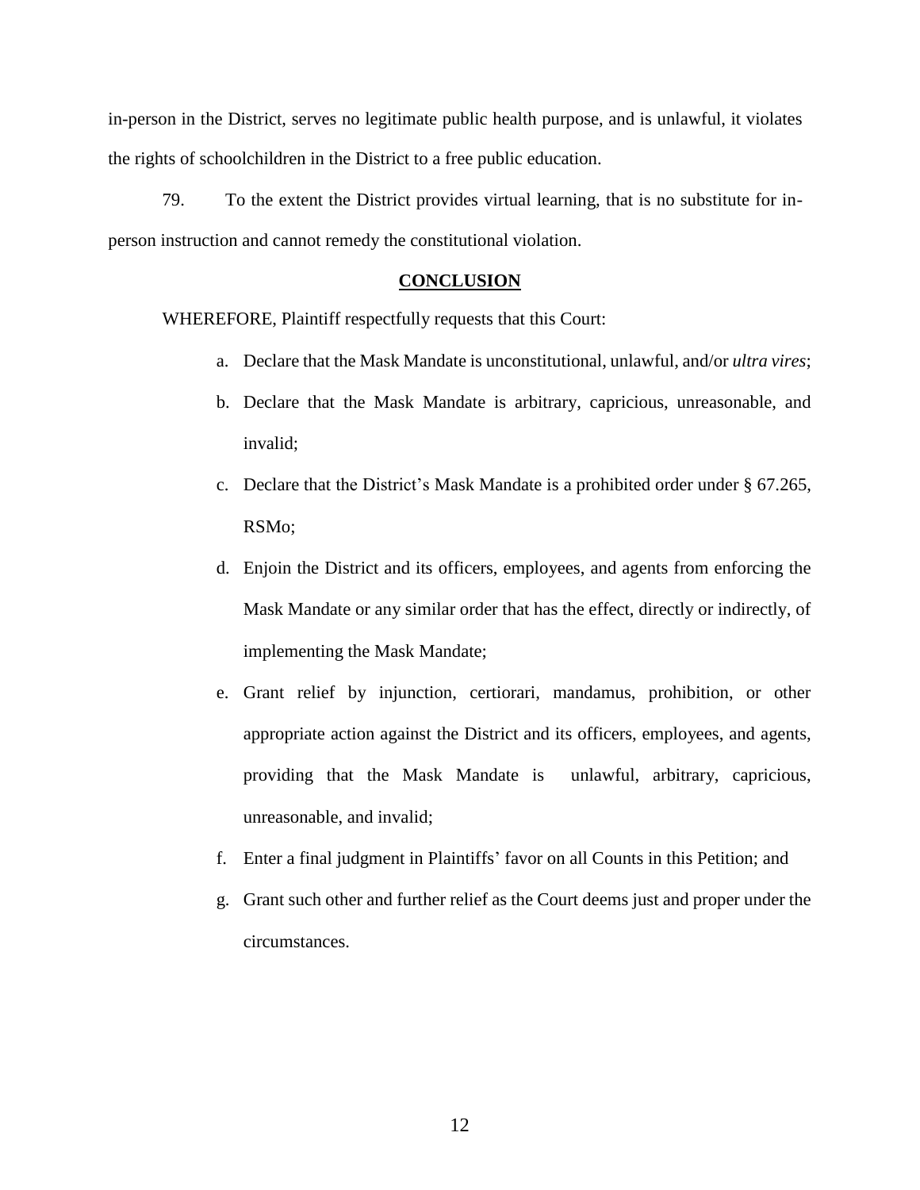in-person in the District, serves no legitimate public health purpose, and is unlawful, it violates the rights of schoolchildren in the District to a free public education.

79. To the extent the District provides virtual learning, that is no substitute for in-person instruction and cannot remedy the constitutional violation.

## CONCLUSION

WHEREFORE, Plaintiff respectfully requests that this Court:

a. Declare that the Mask Mandate is unconstitutional, unlawful, and/or *ultra vires*;

b. Declare that the Mask Mandate is arbitrary, capricious, unreasonable, and invalid;

c. Declare that the District's Mask Mandate is a prohibited order under § 67.265, RSMo;

d. Enjoin the District and its officers, employees, and agents from enforcing the Mask Mandate or any similar order that has the effect, directly or indirectly, of implementing the Mask Mandate;

e. Grant relief by injunction, certiorari, mandamus, prohibition, or other appropriate action against the District and its officers, employees, and agents, providing that the Mask Mandate is unlawful, arbitrary, capricious, unreasonable, and invalid;

f. Enter a final judgment in Plaintiffs' favor on all Counts in this Petition; and

g. Grant such other and further relief as the Court deems just and proper under the circumstances.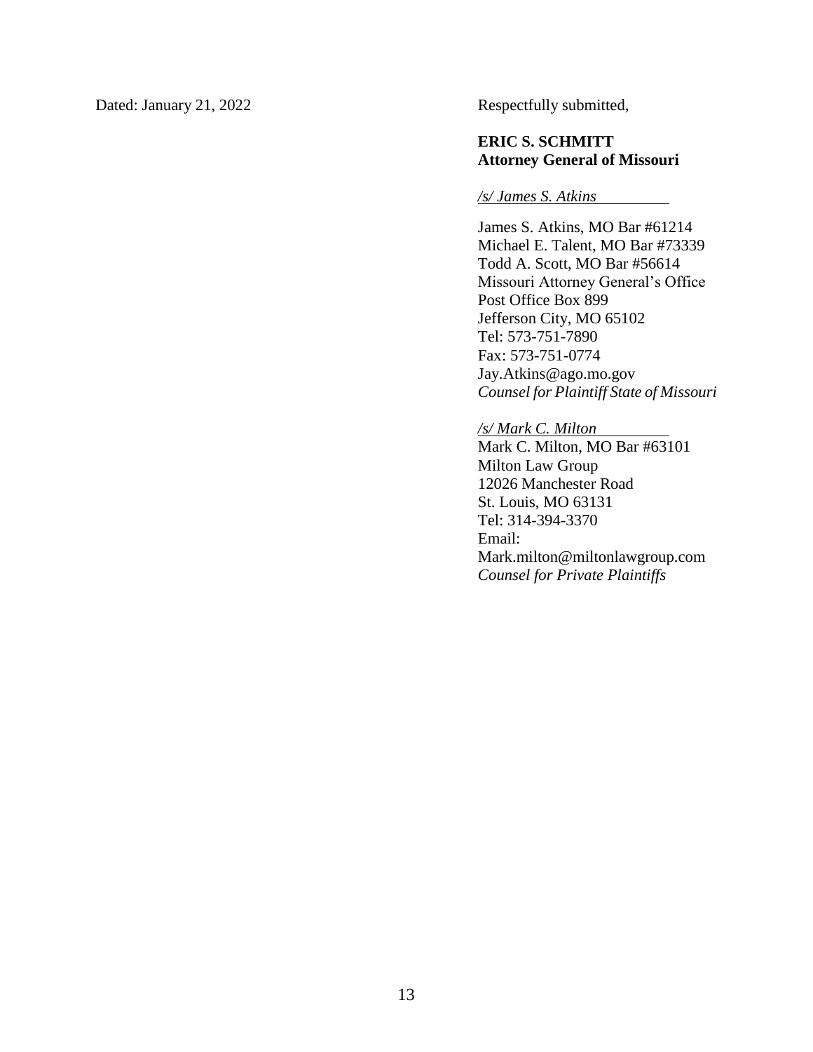Dated: January 21, 2022

Respectfully submitted,

**ERIC S. SCHMITT**
**Attorney General of Missouri**

*/s/ James S. Atkins*

James S. Atkins, MO Bar #61214
Michael E. Talent, MO Bar #73339
Todd A. Scott, MO Bar #56614
Missouri Attorney General's Office
Post Office Box 899
Jefferson City, MO 65102
Tel: 573-751-7890
Fax: 573-751-0774
Jay.Atkins@ago.mo.gov
*Counsel for Plaintiff State of Missouri*

*/s/ Mark C. Milton*
Mark C. Milton, MO Bar #63101
Milton Law Group
12026 Manchester Road
St. Louis, MO 63131
Tel: 314-394-3370
Email:
Mark.milton@miltonlawgroup.com
*Counsel for Private Plaintiffs*